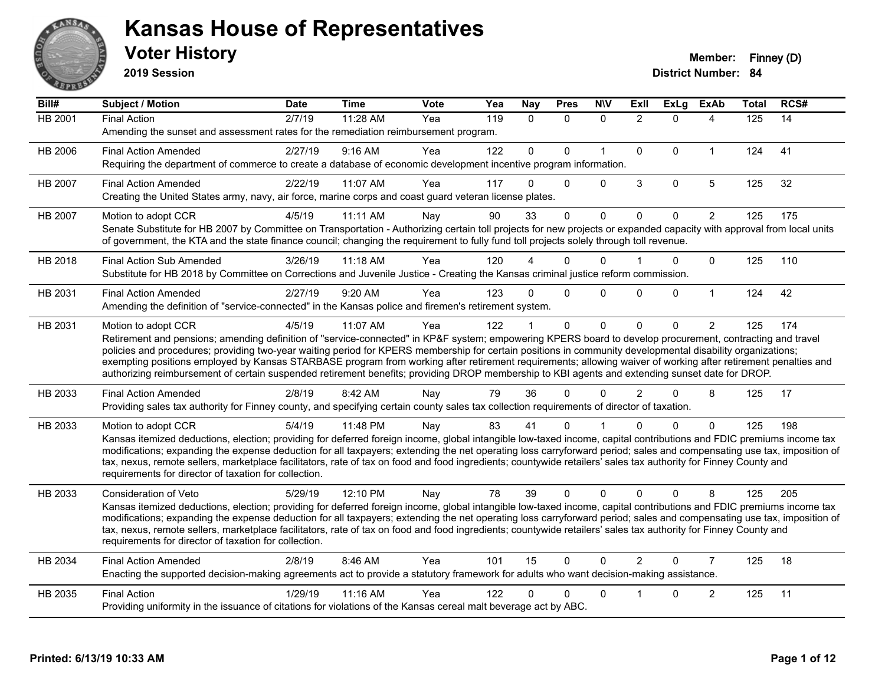# Kansas House of Representatives

## Voter History

**2019 Session**

**Member:** Finney (D)
**District Number:** 84

| Bill# | Subject / Motion | Date | Time | Vote | Yea | Nay | Pres | N\V | ExII | ExLg | ExAb | Total | RCS# |
|---|---|---|---|---|---|---|---|---|---|---|---|---|---|
| HB 2001 | Final Action | 2/7/19 | 11:28 AM | Yea | 119 | 0 | 0 | 0 | 2 | 0 | 4 | 125 | 14 |
| | Amending the sunset and assessment rates for the remediation reimbursement program. | | | | | | | | | | | | |
| HB 2006 | Final Action Amended | 2/27/19 | 9:16 AM | Yea | 122 | 0 | 0 | 1 | 0 | 0 | 1 | 124 | 41 |
| | Requiring the department of commerce to create a database of economic development incentive program information. | | | | | | | | | | | | |
| HB 2007 | Final Action Amended | 2/22/19 | 11:07 AM | Yea | 117 | 0 | 0 | 0 | 3 | 0 | 5 | 125 | 32 |
| | Creating the United States army, navy, air force, marine corps and coast guard veteran license plates. | | | | | | | | | | | | |
| HB 2007 | Motion to adopt CCR | 4/5/19 | 11:11 AM | Nay | 90 | 33 | 0 | 0 | 0 | 0 | 2 | 125 | 175 |
| | Senate Substitute for HB 2007 by Committee on Transportation - Authorizing certain toll projects for new projects or expanded capacity with approval from local units of government, the KTA and the state finance council; changing the requirement to fully fund toll projects solely through toll revenue. | | | | | | | | | | | | |
| HB 2018 | Final Action Sub Amended | 3/26/19 | 11:18 AM | Yea | 120 | 4 | 0 | 0 | 1 | 0 | 0 | 125 | 110 |
| | Substitute for HB 2018 by Committee on Corrections and Juvenile Justice - Creating the Kansas criminal justice reform commission. | | | | | | | | | | | | |
| HB 2031 | Final Action Amended | 2/27/19 | 9:20 AM | Yea | 123 | 0 | 0 | 0 | 0 | 0 | 1 | 124 | 42 |
| | Amending the definition of "service-connected" in the Kansas police and firemen's retirement system. | | | | | | | | | | | | |
| HB 2031 | Motion to adopt CCR | 4/5/19 | 11:07 AM | Yea | 122 | 1 | 0 | 0 | 0 | 0 | 2 | 125 | 174 |
| | Retirement and pensions; amending definition of "service-connected" in KP&F system; empowering KPERS board to develop procurement, contracting and travel policies and procedures; providing two-year waiting period for KPERS membership for certain positions in community developmental disability organizations; exempting positions employed by Kansas STARBASE program from working after retirement requirements; allowing waiver of working after retirement penalties and authorizing reimbursement of certain suspended retirement benefits; providing DROP membership to KBI agents and extending sunset date for DROP. | | | | | | | | | | | | |
| HB 2033 | Final Action Amended | 2/8/19 | 8:42 AM | Nay | 79 | 36 | 0 | 0 | 2 | 0 | 8 | 125 | 17 |
| | Providing sales tax authority for Finney county, and specifying certain county sales tax collection requirements of director of taxation. | | | | | | | | | | | | |
| HB 2033 | Motion to adopt CCR | 5/4/19 | 11:48 PM | Nay | 83 | 41 | 0 | 1 | 0 | 0 | 0 | 125 | 198 |
| | Kansas itemized deductions, election; providing for deferred foreign income, global intangible low-taxed income, capital contributions and FDIC premiums income tax modifications; expanding the expense deduction for all taxpayers; extending the net operating loss carryforward period; sales and compensating use tax, imposition of tax, nexus, remote sellers, marketplace facilitators, rate of tax on food and food ingredients; countywide retailers' sales tax authority for Finney County and requirements for director of taxation for collection. | | | | | | | | | | | | |
| HB 2033 | Consideration of Veto | 5/29/19 | 12:10 PM | Nay | 78 | 39 | 0 | 0 | 0 | 0 | 8 | 125 | 205 |
| | Kansas itemized deductions, election; providing for deferred foreign income, global intangible low-taxed income, capital contributions and FDIC premiums income tax modifications; expanding the expense deduction for all taxpayers; extending the net operating loss carryforward period; sales and compensating use tax, imposition of tax, nexus, remote sellers, marketplace facilitators, rate of tax on food and food ingredients; countywide retailers' sales tax authority for Finney County and requirements for director of taxation for collection. | | | | | | | | | | | | |
| HB 2034 | Final Action Amended | 2/8/19 | 8:46 AM | Yea | 101 | 15 | 0 | 0 | 2 | 0 | 7 | 125 | 18 |
| | Enacting the supported decision-making agreements act to provide a statutory framework for adults who want decision-making assistance. | | | | | | | | | | | | |
| HB 2035 | Final Action | 1/29/19 | 11:16 AM | Yea | 122 | 0 | 0 | 0 | 1 | 0 | 2 | 125 | 11 |
| | Providing uniformity in the issuance of citations for violations of the Kansas cereal malt beverage act by ABC. | | | | | | | | | | | | |

Printed: 6/13/19 10:33 AM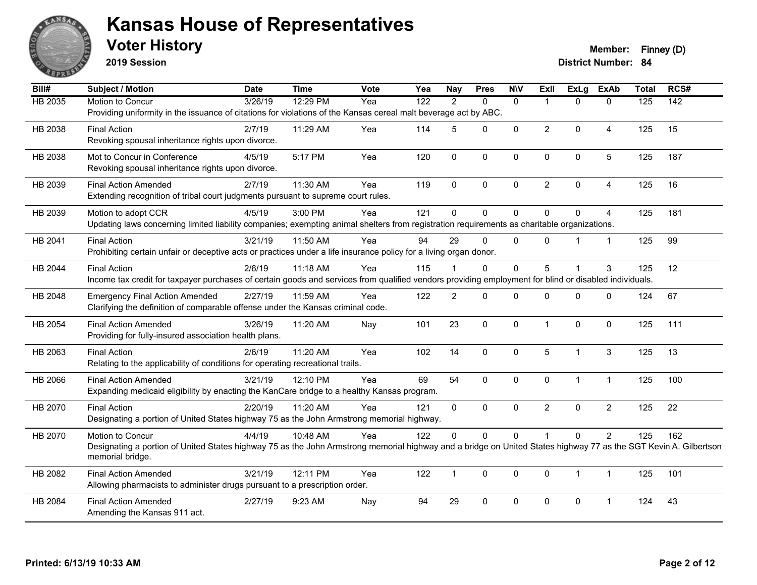# Kansas House of Representatives

## Voter History

**2019 Session**

**Member:** Finney (D)
**District Number:** 84

| Bill# | Subject / Motion | Date | Time | Vote | Yea | Nay | Pres | N\V | ExII | ExLg | ExAb | Total | RCS# |
|---|---|---|---|---|---|---|---|---|---|---|---|---|---|
| HB 2035 | Motion to Concur | 3/26/19 | 12:29 PM | Yea | 122 | 2 | 0 | 0 | 1 | 0 | 0 | 125 | 142 |
| | Providing uniformity in the issuance of citations for violations of the Kansas cereal malt beverage act by ABC. | | | | | | | | | | | | |
| HB 2038 | Final Action | 2/7/19 | 11:29 AM | Yea | 114 | 5 | 0 | 0 | 2 | 0 | 4 | 125 | 15 |
| | Revoking spousal inheritance rights upon divorce. | | | | | | | | | | | | |
| HB 2038 | Mot to Concur in Conference | 4/5/19 | 5:17 PM | Yea | 120 | 0 | 0 | 0 | 0 | 0 | 5 | 125 | 187 |
| | Revoking spousal inheritance rights upon divorce. | | | | | | | | | | | | |
| HB 2039 | Final Action Amended | 2/7/19 | 11:30 AM | Yea | 119 | 0 | 0 | 0 | 2 | 0 | 4 | 125 | 16 |
| | Extending recognition of tribal court judgments pursuant to supreme court rules. | | | | | | | | | | | | |
| HB 2039 | Motion to adopt CCR | 4/5/19 | 3:00 PM | Yea | 121 | 0 | 0 | 0 | 0 | 0 | 4 | 125 | 181 |
| | Updating laws concerning limited liability companies; exempting animal shelters from registration requirements as charitable organizations. | | | | | | | | | | | | |
| HB 2041 | Final Action | 3/21/19 | 11:50 AM | Yea | 94 | 29 | 0 | 0 | 0 | 1 | 1 | 125 | 99 |
| | Prohibiting certain unfair or deceptive acts or practices under a life insurance policy for a living organ donor. | | | | | | | | | | | | |
| HB 2044 | Final Action | 2/6/19 | 11:18 AM | Yea | 115 | 1 | 0 | 0 | 5 | 1 | 3 | 125 | 12 |
| | Income tax credit for taxpayer purchases of certain goods and services from qualified vendors providing employment for blind or disabled individuals. | | | | | | | | | | | | |
| HB 2048 | Emergency Final Action Amended | 2/27/19 | 11:59 AM | Yea | 122 | 2 | 0 | 0 | 0 | 0 | 0 | 124 | 67 |
| | Clarifying the definition of comparable offense under the Kansas criminal code. | | | | | | | | | | | | |
| HB 2054 | Final Action Amended | 3/26/19 | 11:20 AM | Nay | 101 | 23 | 0 | 0 | 1 | 0 | 0 | 125 | 111 |
| | Providing for fully-insured association health plans. | | | | | | | | | | | | |
| HB 2063 | Final Action | 2/6/19 | 11:20 AM | Yea | 102 | 14 | 0 | 0 | 5 | 1 | 3 | 125 | 13 |
| | Relating to the applicability of conditions for operating recreational trails. | | | | | | | | | | | | |
| HB 2066 | Final Action Amended | 3/21/19 | 12:10 PM | Yea | 69 | 54 | 0 | 0 | 0 | 1 | 1 | 125 | 100 |
| | Expanding medicaid eligibility by enacting the KanCare bridge to a healthy Kansas program. | | | | | | | | | | | | |
| HB 2070 | Final Action | 2/20/19 | 11:20 AM | Yea | 121 | 0 | 0 | 0 | 2 | 0 | 2 | 125 | 22 |
| | Designating a portion of United States highway 75 as the John Armstrong memorial highway. | | | | | | | | | | | | |
| HB 2070 | Motion to Concur | 4/4/19 | 10:48 AM | Yea | 122 | 0 | 0 | 0 | 1 | 0 | 2 | 125 | 162 |
| | Designating a portion of United States highway 75 as the John Armstrong memorial highway and a bridge on United States highway 77 as the SGT Kevin A. Gilbertson memorial bridge. | | | | | | | | | | | | |
| HB 2082 | Final Action Amended | 3/21/19 | 12:11 PM | Yea | 122 | 1 | 0 | 0 | 0 | 1 | 1 | 125 | 101 |
| | Allowing pharmacists to administer drugs pursuant to a prescription order. | | | | | | | | | | | | |
| HB 2084 | Final Action Amended | 2/27/19 | 9:23 AM | Nay | 94 | 29 | 0 | 0 | 0 | 0 | 1 | 124 | 43 |
| | Amending the Kansas 911 act. | | | | | | | | | | | | |

**Printed: 6/13/19 10:33 AM**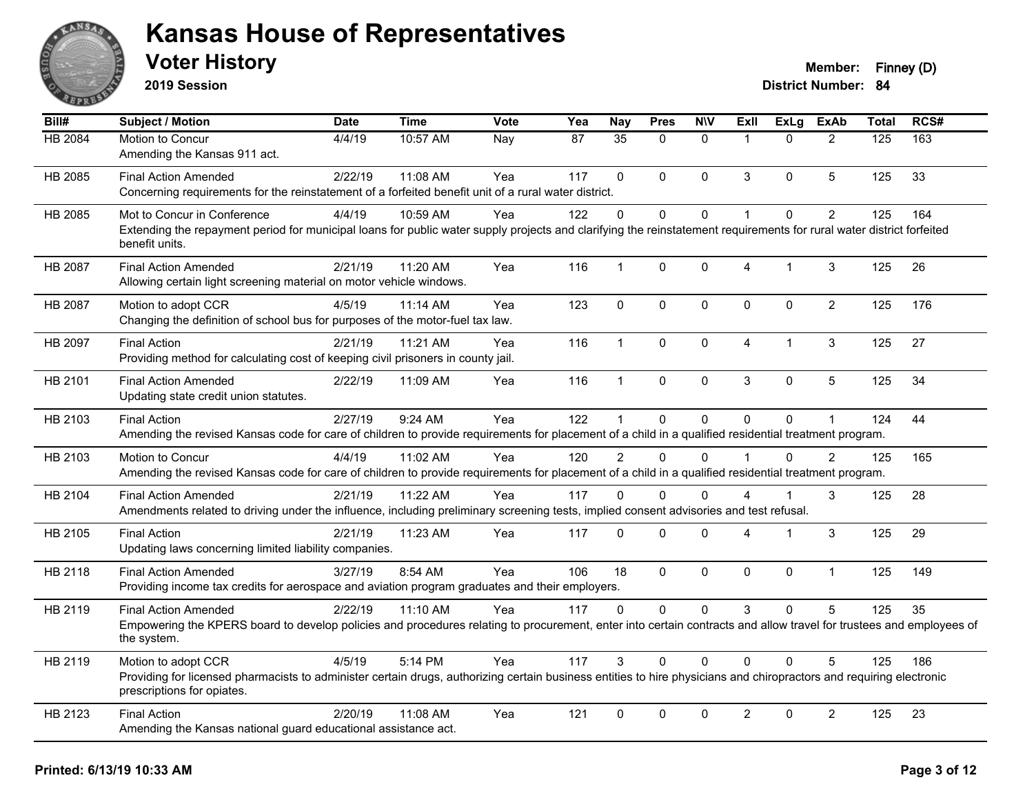# Kansas House of Representatives

## Voter History

**2019 Session**

**Member:** Finney (D)
**District Number:** 84

| Bill# | Subject / Motion | Date | Time | Vote | Yea | Nay | Pres | N\V | ExII | ExLg | ExAb | Total | RCS# |
|---|---|---|---|---|---|---|---|---|---|---|---|---|---|
| HB 2084 | Motion to Concur<br>Amending the Kansas 911 act. | 4/4/19 | 10:57 AM | Nay | 87 | 35 | 0 | 0 | 1 | 0 | 2 | 125 | 163 |
| HB 2085 | Final Action Amended<br>Concerning requirements for the reinstatement of a forfeited benefit unit of a rural water district. | 2/22/19 | 11:08 AM | Yea | 117 | 0 | 0 | 0 | 3 | 0 | 5 | 125 | 33 |
| HB 2085 | Mot to Concur in Conference<br>Extending the repayment period for municipal loans for public water supply projects and clarifying the reinstatement requirements for rural water district forfeited benefit units. | 4/4/19 | 10:59 AM | Yea | 122 | 0 | 0 | 0 | 1 | 0 | 2 | 125 | 164 |
| HB 2087 | Final Action Amended<br>Allowing certain light screening material on motor vehicle windows. | 2/21/19 | 11:20 AM | Yea | 116 | 1 | 0 | 0 | 4 | 1 | 3 | 125 | 26 |
| HB 2087 | Motion to adopt CCR<br>Changing the definition of school bus for purposes of the motor-fuel tax law. | 4/5/19 | 11:14 AM | Yea | 123 | 0 | 0 | 0 | 0 | 0 | 2 | 125 | 176 |
| HB 2097 | Final Action<br>Providing method for calculating cost of keeping civil prisoners in county jail. | 2/21/19 | 11:21 AM | Yea | 116 | 1 | 0 | 0 | 4 | 1 | 3 | 125 | 27 |
| HB 2101 | Final Action Amended<br>Updating state credit union statutes. | 2/22/19 | 11:09 AM | Yea | 116 | 1 | 0 | 0 | 3 | 0 | 5 | 125 | 34 |
| HB 2103 | Final Action<br>Amending the revised Kansas code for care of children to provide requirements for placement of a child in a qualified residential treatment program. | 2/27/19 | 9:24 AM | Yea | 122 | 1 | 0 | 0 | 0 | 0 | 1 | 124 | 44 |
| HB 2103 | Motion to Concur<br>Amending the revised Kansas code for care of children to provide requirements for placement of a child in a qualified residential treatment program. | 4/4/19 | 11:02 AM | Yea | 120 | 2 | 0 | 0 | 1 | 0 | 2 | 125 | 165 |
| HB 2104 | Final Action Amended<br>Amendments related to driving under the influence, including preliminary screening tests, implied consent advisories and test refusal. | 2/21/19 | 11:22 AM | Yea | 117 | 0 | 0 | 0 | 4 | 1 | 3 | 125 | 28 |
| HB 2105 | Final Action<br>Updating laws concerning limited liability companies. | 2/21/19 | 11:23 AM | Yea | 117 | 0 | 0 | 0 | 4 | 1 | 3 | 125 | 29 |
| HB 2118 | Final Action Amended<br>Providing income tax credits for aerospace and aviation program graduates and their employers. | 3/27/19 | 8:54 AM | Yea | 106 | 18 | 0 | 0 | 0 | 0 | 1 | 125 | 149 |
| HB 2119 | Final Action Amended<br>Empowering the KPERS board to develop policies and procedures relating to procurement, enter into certain contracts and allow travel for trustees and employees of the system. | 2/22/19 | 11:10 AM | Yea | 117 | 0 | 0 | 0 | 3 | 0 | 5 | 125 | 35 |
| HB 2119 | Motion to adopt CCR<br>Providing for licensed pharmacists to administer certain drugs, authorizing certain business entities to hire physicians and chiropractors and requiring electronic prescriptions for opiates. | 4/5/19 | 5:14 PM | Yea | 117 | 3 | 0 | 0 | 0 | 0 | 5 | 125 | 186 |
| HB 2123 | Final Action<br>Amending the Kansas national guard educational assistance act. | 2/20/19 | 11:08 AM | Yea | 121 | 0 | 0 | 0 | 2 | 0 | 2 | 125 | 23 |

**Printed: 6/13/19 10:33 AM**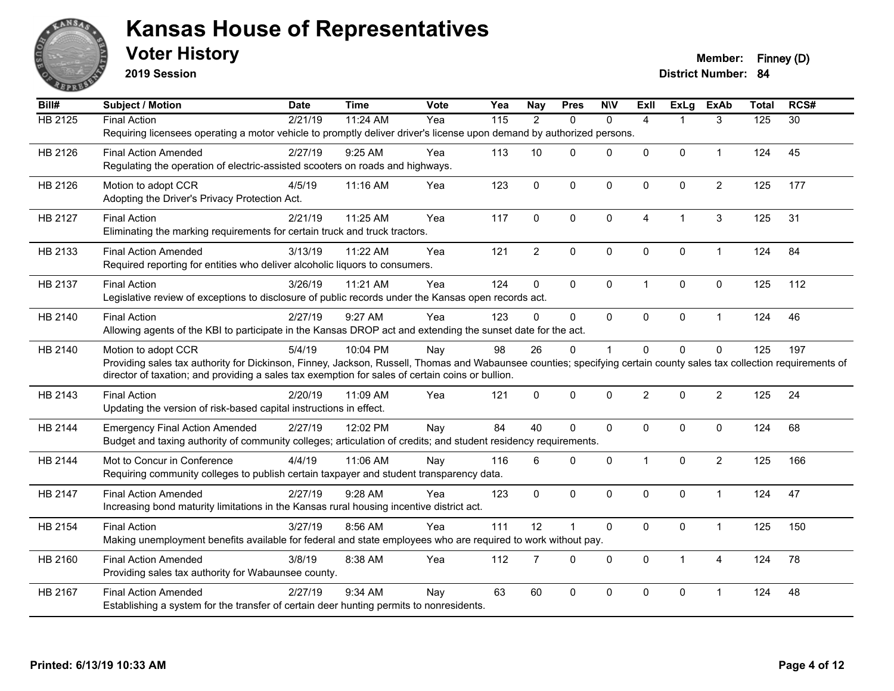# Kansas House of Representatives

## Voter History

**2019 Session**

**Member:** Finney (D)

**District Number:** 84

| Bill# | Subject / Motion | Date | Time | Vote | Yea | Nay | Pres | N\V | ExIl | ExLg | ExAb | Total | RCS# |
|---|---|---|---|---|---|---|---|---|---|---|---|---|---|
| HB 2125 | Final Action | 2/21/19 | 11:24 AM | Yea | 115 | 2 | 0 | 0 | 4 | 1 | 3 | 125 | 30 |
| | Requiring licensees operating a motor vehicle to promptly deliver driver's license upon demand by authorized persons. | | | | | | | | | | | | |
| HB 2126 | Final Action Amended | 2/27/19 | 9:25 AM | Yea | 113 | 10 | 0 | 0 | 0 | 0 | 1 | 124 | 45 |
| | Regulating the operation of electric-assisted scooters on roads and highways. | | | | | | | | | | | | |
| HB 2126 | Motion to adopt CCR | 4/5/19 | 11:16 AM | Yea | 123 | 0 | 0 | 0 | 0 | 0 | 2 | 125 | 177 |
| | Adopting the Driver's Privacy Protection Act. | | | | | | | | | | | | |
| HB 2127 | Final Action | 2/21/19 | 11:25 AM | Yea | 117 | 0 | 0 | 0 | 4 | 1 | 3 | 125 | 31 |
| | Eliminating the marking requirements for certain truck and truck tractors. | | | | | | | | | | | | |
| HB 2133 | Final Action Amended | 3/13/19 | 11:22 AM | Yea | 121 | 2 | 0 | 0 | 0 | 0 | 1 | 124 | 84 |
| | Required reporting for entities who deliver alcoholic liquors to consumers. | | | | | | | | | | | | |
| HB 2137 | Final Action | 3/26/19 | 11:21 AM | Yea | 124 | 0 | 0 | 0 | 1 | 0 | 0 | 125 | 112 |
| | Legislative review of exceptions to disclosure of public records under the Kansas open records act. | | | | | | | | | | | | |
| HB 2140 | Final Action | 2/27/19 | 9:27 AM | Yea | 123 | 0 | 0 | 0 | 0 | 0 | 1 | 124 | 46 |
| | Allowing agents of the KBI to participate in the Kansas DROP act and extending the sunset date for the act. | | | | | | | | | | | | |
| HB 2140 | Motion to adopt CCR | 5/4/19 | 10:04 PM | Nay | 98 | 26 | 0 | 1 | 0 | 0 | 0 | 125 | 197 |
| | Providing sales tax authority for Dickinson, Finney, Jackson, Russell, Thomas and Wabaunsee counties; specifying certain county sales tax collection requirements of director of taxation; and providing a sales tax exemption for sales of certain coins or bullion. | | | | | | | | | | | | |
| HB 2143 | Final Action | 2/20/19 | 11:09 AM | Yea | 121 | 0 | 0 | 0 | 2 | 0 | 2 | 125 | 24 |
| | Updating the version of risk-based capital instructions in effect. | | | | | | | | | | | | |
| HB 2144 | Emergency Final Action Amended | 2/27/19 | 12:02 PM | Nay | 84 | 40 | 0 | 0 | 0 | 0 | 0 | 124 | 68 |
| | Budget and taxing authority of community colleges; articulation of credits; and student residency requirements. | | | | | | | | | | | | |
| HB 2144 | Mot to Concur in Conference | 4/4/19 | 11:06 AM | Nay | 116 | 6 | 0 | 0 | 1 | 0 | 2 | 125 | 166 |
| | Requiring community colleges to publish certain taxpayer and student transparency data. | | | | | | | | | | | | |
| HB 2147 | Final Action Amended | 2/27/19 | 9:28 AM | Yea | 123 | 0 | 0 | 0 | 0 | 0 | 1 | 124 | 47 |
| | Increasing bond maturity limitations in the Kansas rural housing incentive district act. | | | | | | | | | | | | |
| HB 2154 | Final Action | 3/27/19 | 8:56 AM | Yea | 111 | 12 | 1 | 0 | 0 | 0 | 1 | 125 | 150 |
| | Making unemployment benefits available for federal and state employees who are required to work without pay. | | | | | | | | | | | | |
| HB 2160 | Final Action Amended | 3/8/19 | 8:38 AM | Yea | 112 | 7 | 0 | 0 | 0 | 1 | 4 | 124 | 78 |
| | Providing sales tax authority for Wabaunsee county. | | | | | | | | | | | | |
| HB 2167 | Final Action Amended | 2/27/19 | 9:34 AM | Nay | 63 | 60 | 0 | 0 | 0 | 0 | 1 | 124 | 48 |
| | Establishing a system for the transfer of certain deer hunting permits to nonresidents. | | | | | | | | | | | | |

**Printed: 6/13/19 10:33 AM**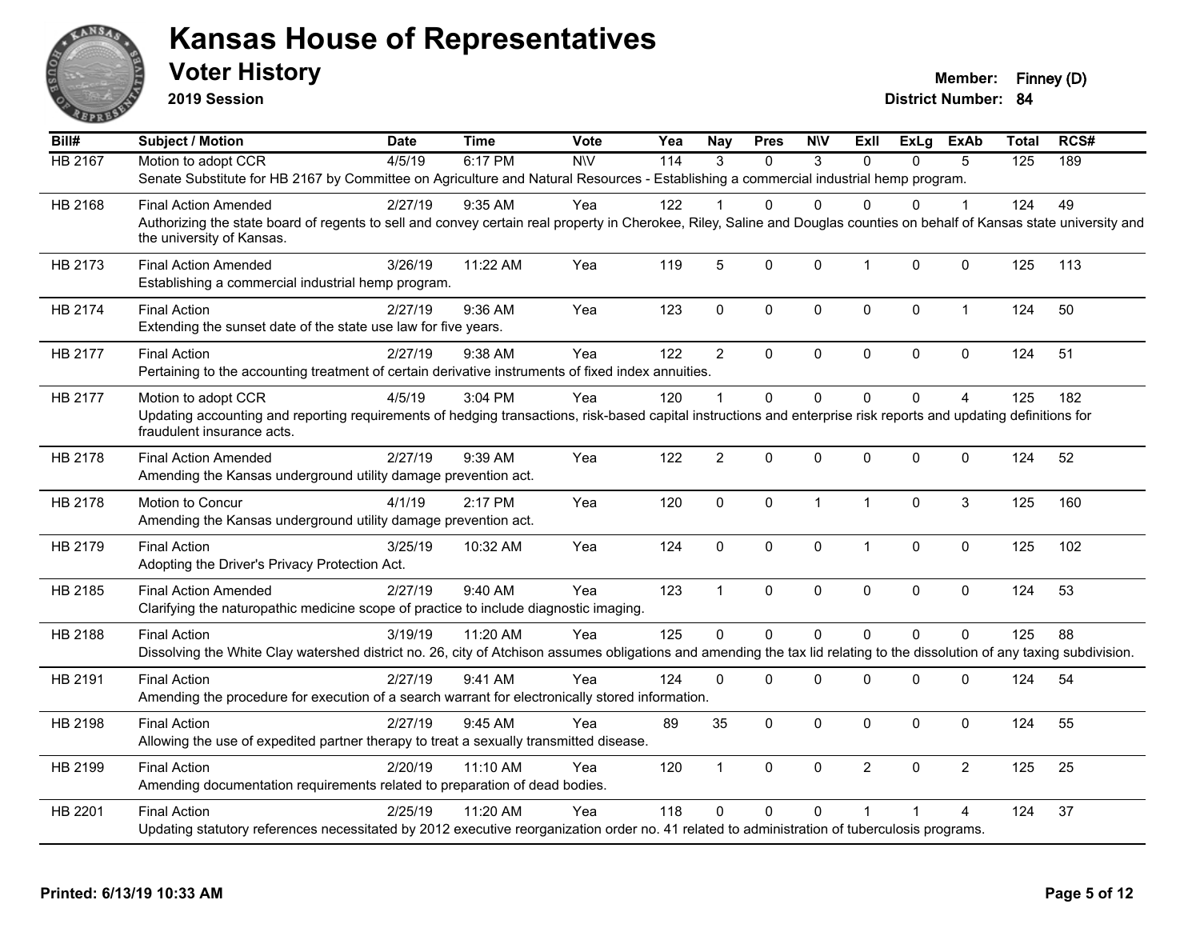# Kansas House of Representatives

## Voter History

**2019 Session**

**Member:** Finney (D)
**District Number:** 84

| Bill# | Subject / Motion | Date | Time | Vote | Yea | Nay | Pres | N\V | ExII | ExLg | ExAb | Total | RCS# |
|---|---|---|---|---|---|---|---|---|---|---|---|---|---|
| HB 2167 | Motion to adopt CCR | 4/5/19 | 6:17 PM | N\V | 114 | 3 | 0 | 3 | 0 | 0 | 5 | 125 | 189 |
| | Senate Substitute for HB 2167 by Committee on Agriculture and Natural Resources - Establishing a commercial industrial hemp program. | | | | | | | | | | | | |
| HB 2168 | Final Action Amended | 2/27/19 | 9:35 AM | Yea | 122 | 1 | 0 | 0 | 0 | 0 | 1 | 124 | 49 |
| | Authorizing the state board of regents to sell and convey certain real property in Cherokee, Riley, Saline and Douglas counties on behalf of Kansas state university and the university of Kansas. | | | | | | | | | | | | |
| HB 2173 | Final Action Amended | 3/26/19 | 11:22 AM | Yea | 119 | 5 | 0 | 0 | 1 | 0 | 0 | 125 | 113 |
| | Establishing a commercial industrial hemp program. | | | | | | | | | | | | |
| HB 2174 | Final Action | 2/27/19 | 9:36 AM | Yea | 123 | 0 | 0 | 0 | 0 | 0 | 1 | 124 | 50 |
| | Extending the sunset date of the state use law for five years. | | | | | | | | | | | | |
| HB 2177 | Final Action | 2/27/19 | 9:38 AM | Yea | 122 | 2 | 0 | 0 | 0 | 0 | 0 | 124 | 51 |
| | Pertaining to the accounting treatment of certain derivative instruments of fixed index annuities. | | | | | | | | | | | | |
| HB 2177 | Motion to adopt CCR | 4/5/19 | 3:04 PM | Yea | 120 | 1 | 0 | 0 | 0 | 0 | 4 | 125 | 182 |
| | Updating accounting and reporting requirements of hedging transactions, risk-based capital instructions and enterprise risk reports and updating definitions for fraudulent insurance acts. | | | | | | | | | | | | |
| HB 2178 | Final Action Amended | 2/27/19 | 9:39 AM | Yea | 122 | 2 | 0 | 0 | 0 | 0 | 0 | 124 | 52 |
| | Amending the Kansas underground utility damage prevention act. | | | | | | | | | | | | |
| HB 2178 | Motion to Concur | 4/1/19 | 2:17 PM | Yea | 120 | 0 | 0 | 1 | 1 | 0 | 3 | 125 | 160 |
| | Amending the Kansas underground utility damage prevention act. | | | | | | | | | | | | |
| HB 2179 | Final Action | 3/25/19 | 10:32 AM | Yea | 124 | 0 | 0 | 0 | 1 | 0 | 0 | 125 | 102 |
| | Adopting the Driver's Privacy Protection Act. | | | | | | | | | | | | |
| HB 2185 | Final Action Amended | 2/27/19 | 9:40 AM | Yea | 123 | 1 | 0 | 0 | 0 | 0 | 0 | 124 | 53 |
| | Clarifying the naturopathic medicine scope of practice to include diagnostic imaging. | | | | | | | | | | | | |
| HB 2188 | Final Action | 3/19/19 | 11:20 AM | Yea | 125 | 0 | 0 | 0 | 0 | 0 | 0 | 125 | 88 |
| | Dissolving the White Clay watershed district no. 26, city of Atchison assumes obligations and amending the tax lid relating to the dissolution of any taxing subdivision. | | | | | | | | | | | | |
| HB 2191 | Final Action | 2/27/19 | 9:41 AM | Yea | 124 | 0 | 0 | 0 | 0 | 0 | 0 | 124 | 54 |
| | Amending the procedure for execution of a search warrant for electronically stored information. | | | | | | | | | | | | |
| HB 2198 | Final Action | 2/27/19 | 9:45 AM | Yea | 89 | 35 | 0 | 0 | 0 | 0 | 0 | 124 | 55 |
| | Allowing the use of expedited partner therapy to treat a sexually transmitted disease. | | | | | | | | | | | | |
| HB 2199 | Final Action | 2/20/19 | 11:10 AM | Yea | 120 | 1 | 0 | 0 | 2 | 0 | 2 | 125 | 25 |
| | Amending documentation requirements related to preparation of dead bodies. | | | | | | | | | | | | |
| HB 2201 | Final Action | 2/25/19 | 11:20 AM | Yea | 118 | 0 | 0 | 0 | 1 | 1 | 4 | 124 | 37 |
| | Updating statutory references necessitated by 2012 executive reorganization order no. 41 related to administration of tuberculosis programs. | | | | | | | | | | | | |

Printed: 6/13/19 10:33 AM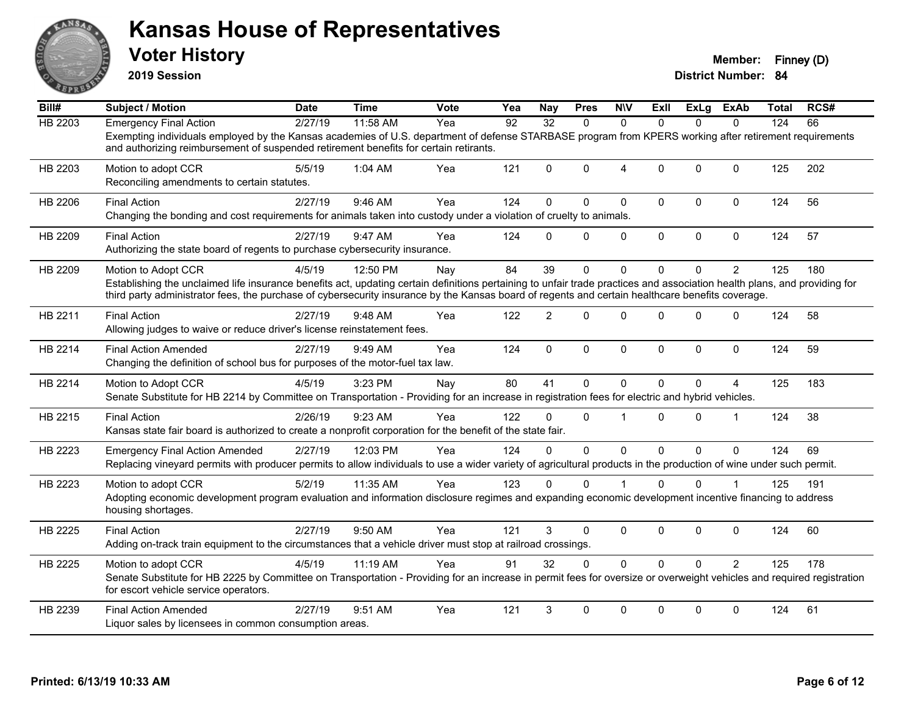# Kansas House of Representatives

## Voter History

**2019 Session**

**Member:** Finney (D)
**District Number:** 84

| Bill# | Subject / Motion | Date | Time | Vote | Yea | Nay | Pres | N\V | ExII | ExLg | ExAb | Total | RCS# |
|---|---|---|---|---|---|---|---|---|---|---|---|---|---|
| HB 2203 | Emergency Final Action | 2/27/19 | 11:58 AM | Yea | 92 | 32 | 0 | 0 | 0 | 0 | 0 | 124 | 66 |
| | Exempting individuals employed by the Kansas academies of U.S. department of defense STARBASE program from KPERS working after retirement requirements and authorizing reimbursement of suspended retirement benefits for certain retirants. | | | | | | | | | | | | |
| HB 2203 | Motion to adopt CCR | 5/5/19 | 1:04 AM | Yea | 121 | 0 | 0 | 4 | 0 | 0 | 0 | 125 | 202 |
| | Reconciling amendments to certain statutes. | | | | | | | | | | | | |
| HB 2206 | Final Action | 2/27/19 | 9:46 AM | Yea | 124 | 0 | 0 | 0 | 0 | 0 | 0 | 124 | 56 |
| | Changing the bonding and cost requirements for animals taken into custody under a violation of cruelty to animals. | | | | | | | | | | | | |
| HB 2209 | Final Action | 2/27/19 | 9:47 AM | Yea | 124 | 0 | 0 | 0 | 0 | 0 | 0 | 124 | 57 |
| | Authorizing the state board of regents to purchase cybersecurity insurance. | | | | | | | | | | | | |
| HB 2209 | Motion to Adopt CCR | 4/5/19 | 12:50 PM | Nay | 84 | 39 | 0 | 0 | 0 | 0 | 2 | 125 | 180 |
| | Establishing the unclaimed life insurance benefits act, updating certain definitions pertaining to unfair trade practices and association health plans, and providing for third party administrator fees, the purchase of cybersecurity insurance by the Kansas board of regents and certain healthcare benefits coverage. | | | | | | | | | | | | |
| HB 2211 | Final Action | 2/27/19 | 9:48 AM | Yea | 122 | 2 | 0 | 0 | 0 | 0 | 0 | 124 | 58 |
| | Allowing judges to waive or reduce driver's license reinstatement fees. | | | | | | | | | | | | |
| HB 2214 | Final Action Amended | 2/27/19 | 9:49 AM | Yea | 124 | 0 | 0 | 0 | 0 | 0 | 0 | 124 | 59 |
| | Changing the definition of school bus for purposes of the motor-fuel tax law. | | | | | | | | | | | | |
| HB 2214 | Motion to Adopt CCR | 4/5/19 | 3:23 PM | Nay | 80 | 41 | 0 | 0 | 0 | 0 | 4 | 125 | 183 |
| | Senate Substitute for HB 2214 by Committee on Transportation - Providing for an increase in registration fees for electric and hybrid vehicles. | | | | | | | | | | | | |
| HB 2215 | Final Action | 2/26/19 | 9:23 AM | Yea | 122 | 0 | 0 | 1 | 0 | 0 | 1 | 124 | 38 |
| | Kansas state fair board is authorized to create a nonprofit corporation for the benefit of the state fair. | | | | | | | | | | | | |
| HB 2223 | Emergency Final Action Amended | 2/27/19 | 12:03 PM | Yea | 124 | 0 | 0 | 0 | 0 | 0 | 0 | 124 | 69 |
| | Replacing vineyard permits with producer permits to allow individuals to use a wider variety of agricultural products in the production of wine under such permit. | | | | | | | | | | | | |
| HB 2223 | Motion to adopt CCR | 5/2/19 | 11:35 AM | Yea | 123 | 0 | 0 | 1 | 0 | 0 | 1 | 125 | 191 |
| | Adopting economic development program evaluation and information disclosure regimes and expanding economic development incentive financing to address housing shortages. | | | | | | | | | | | | |
| HB 2225 | Final Action | 2/27/19 | 9:50 AM | Yea | 121 | 3 | 0 | 0 | 0 | 0 | 0 | 124 | 60 |
| | Adding on-track train equipment to the circumstances that a vehicle driver must stop at railroad crossings. | | | | | | | | | | | | |
| HB 2225 | Motion to adopt CCR | 4/5/19 | 11:19 AM | Yea | 91 | 32 | 0 | 0 | 0 | 0 | 2 | 125 | 178 |
| | Senate Substitute for HB 2225 by Committee on Transportation - Providing for an increase in permit fees for oversize or overweight vehicles and required registration for escort vehicle service operators. | | | | | | | | | | | | |
| HB 2239 | Final Action Amended | 2/27/19 | 9:51 AM | Yea | 121 | 3 | 0 | 0 | 0 | 0 | 0 | 124 | 61 |
| | Liquor sales by licensees in common consumption areas. | | | | | | | | | | | | |

**Printed: 6/13/19 10:33 AM**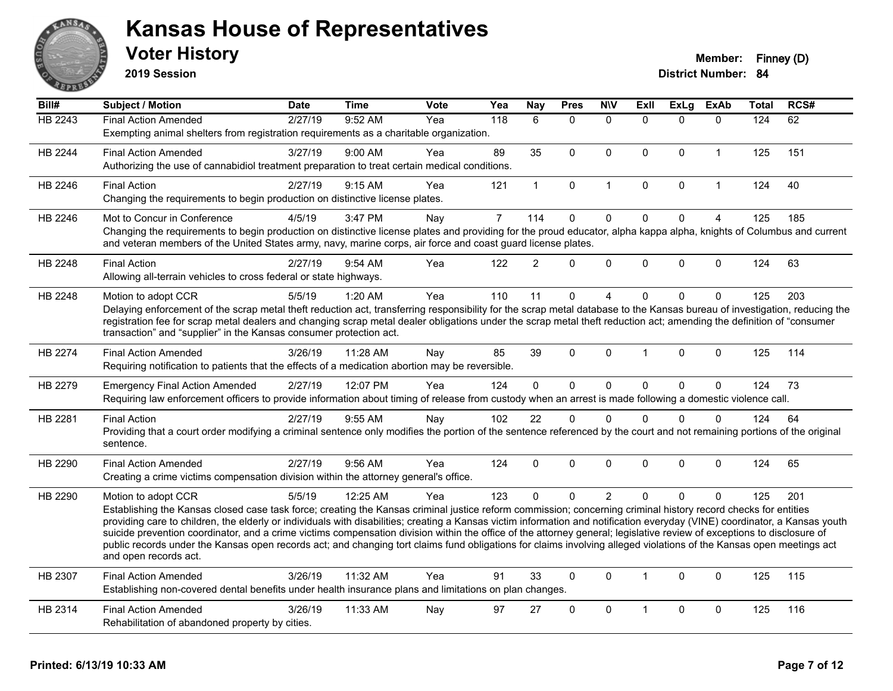# Kansas House of Representatives

## Voter History

**2019 Session**

**Member:** Finney (D)
**District Number:** 84

| Bill# | Subject / Motion | Date | Time | Vote | Yea | Nay | Pres | N\V | ExII | ExLg | ExAb | Total | RCS# |
|---|---|---|---|---|---|---|---|---|---|---|---|---|---|
| HB 2243 | Final Action Amended | 2/27/19 | 9:52 AM | Yea | 118 | 6 | 0 | 0 | 0 | 0 | 0 | 124 | 62 |
| | Exempting animal shelters from registration requirements as a charitable organization. | | | | | | | | | | | | |
| HB 2244 | Final Action Amended | 3/27/19 | 9:00 AM | Yea | 89 | 35 | 0 | 0 | 0 | 0 | 1 | 125 | 151 |
| | Authorizing the use of cannabidiol treatment preparation to treat certain medical conditions. | | | | | | | | | | | | |
| HB 2246 | Final Action | 2/27/19 | 9:15 AM | Yea | 121 | 1 | 0 | 1 | 0 | 0 | 1 | 124 | 40 |
| | Changing the requirements to begin production on distinctive license plates. | | | | | | | | | | | | |
| HB 2246 | Mot to Concur in Conference | 4/5/19 | 3:47 PM | Nay | 7 | 114 | 0 | 0 | 0 | 0 | 4 | 125 | 185 |
| | Changing the requirements to begin production on distinctive license plates and providing for the proud educator, alpha kappa alpha, knights of Columbus and current and veteran members of the United States army, navy, marine corps, air force and coast guard license plates. | | | | | | | | | | | | |
| HB 2248 | Final Action | 2/27/19 | 9:54 AM | Yea | 122 | 2 | 0 | 0 | 0 | 0 | 0 | 124 | 63 |
| | Allowing all-terrain vehicles to cross federal or state highways. | | | | | | | | | | | | |
| HB 2248 | Motion to adopt CCR | 5/5/19 | 1:20 AM | Yea | 110 | 11 | 0 | 4 | 0 | 0 | 0 | 125 | 203 |
| | Delaying enforcement of the scrap metal theft reduction act, transferring responsibility for the scrap metal database to the Kansas bureau of investigation, reducing the registration fee for scrap metal dealers and changing scrap metal dealer obligations under the scrap metal theft reduction act; amending the definition of "consumer transaction" and "supplier" in the Kansas consumer protection act. | | | | | | | | | | | | |
| HB 2274 | Final Action Amended | 3/26/19 | 11:28 AM | Nay | 85 | 39 | 0 | 0 | 1 | 0 | 0 | 125 | 114 |
| | Requiring notification to patients that the effects of a medication abortion may be reversible. | | | | | | | | | | | | |
| HB 2279 | Emergency Final Action Amended | 2/27/19 | 12:07 PM | Yea | 124 | 0 | 0 | 0 | 0 | 0 | 0 | 124 | 73 |
| | Requiring law enforcement officers to provide information about timing of release from custody when an arrest is made following a domestic violence call. | | | | | | | | | | | | |
| HB 2281 | Final Action | 2/27/19 | 9:55 AM | Nay | 102 | 22 | 0 | 0 | 0 | 0 | 0 | 124 | 64 |
| | Providing that a court order modifying a criminal sentence only modifies the portion of the sentence referenced by the court and not remaining portions of the original sentence. | | | | | | | | | | | | |
| HB 2290 | Final Action Amended | 2/27/19 | 9:56 AM | Yea | 124 | 0 | 0 | 0 | 0 | 0 | 0 | 124 | 65 |
| | Creating a crime victims compensation division within the attorney general's office. | | | | | | | | | | | | |
| HB 2290 | Motion to adopt CCR | 5/5/19 | 12:25 AM | Yea | 123 | 0 | 0 | 2 | 0 | 0 | 0 | 125 | 201 |
| | Establishing the Kansas closed case task force; creating the Kansas criminal justice reform commission; concerning criminal history record checks for entities providing care to children, the elderly or individuals with disabilities; creating a Kansas victim information and notification everyday (VINE) coordinator, a Kansas youth suicide prevention coordinator, and a crime victims compensation division within the office of the attorney general; legislative review of exceptions to disclosure of public records under the Kansas open records act; and changing tort claims fund obligations for claims involving alleged violations of the Kansas open meetings act and open records act. | | | | | | | | | | | | |
| HB 2307 | Final Action Amended | 3/26/19 | 11:32 AM | Yea | 91 | 33 | 0 | 0 | 1 | 0 | 0 | 125 | 115 |
| | Establishing non-covered dental benefits under health insurance plans and limitations on plan changes. | | | | | | | | | | | | |
| HB 2314 | Final Action Amended | 3/26/19 | 11:33 AM | Nay | 97 | 27 | 0 | 0 | 1 | 0 | 0 | 125 | 116 |
| | Rehabilitation of abandoned property by cities. | | | | | | | | | | | | |

Printed: 6/13/19 10:33 AM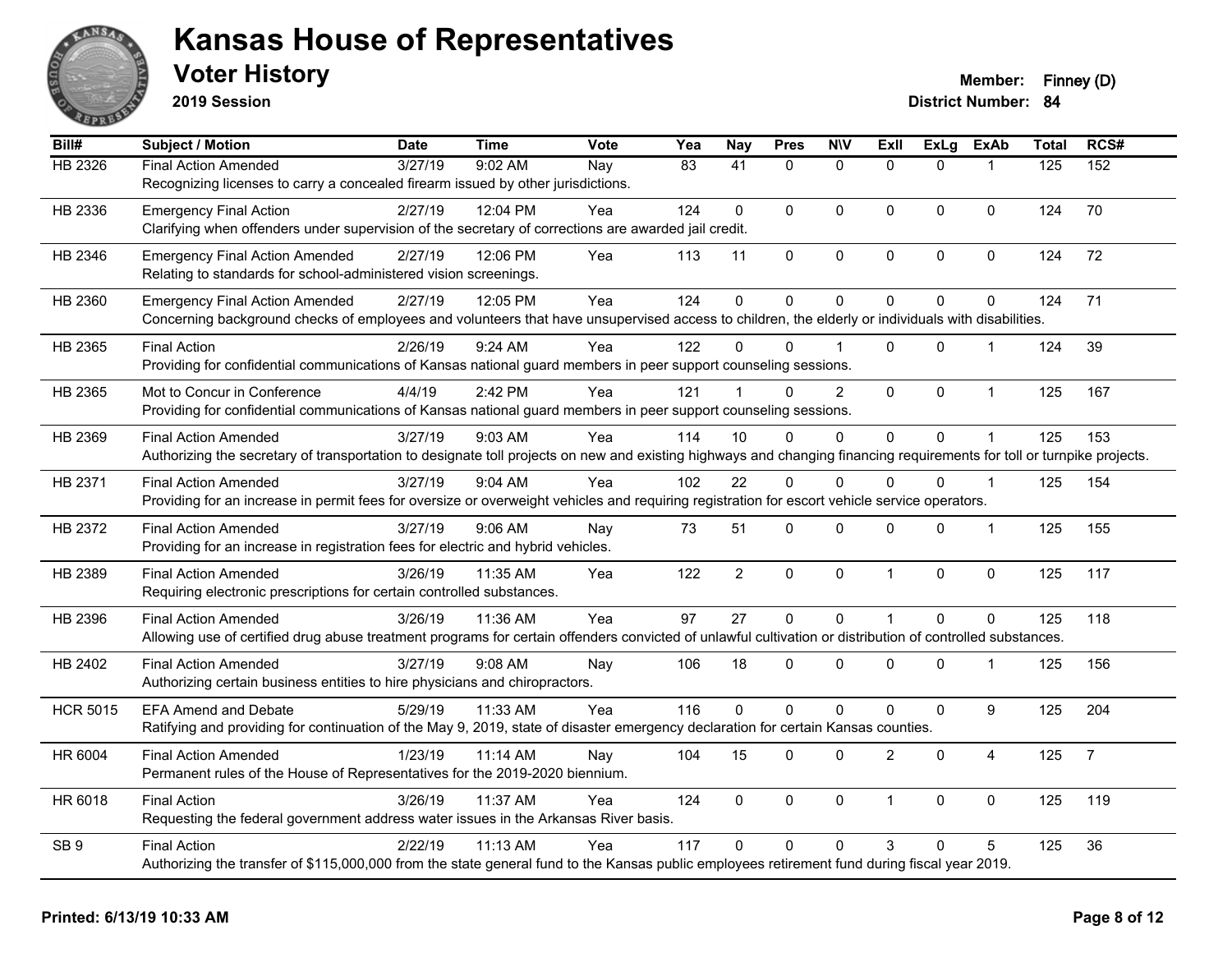# Kansas House of Representatives

## Voter History

**2019 Session**

**Member:** Finney (D)
**District Number:** 84

| Bill# | Subject / Motion | Date | Time | Vote | Yea | Nay | Pres | N\V | ExII | ExLg | ExAb | Total | RCS# |
|---|---|---|---|---|---|---|---|---|---|---|---|---|---|
| HB 2326 | Final Action Amended | 3/27/19 | 9:02 AM | Nay | 83 | 41 | 0 | 0 | 0 | 0 | 1 | 125 | 152 |
| | Recognizing licenses to carry a concealed firearm issued by other jurisdictions. | | | | | | | | | | | | |
| HB 2336 | Emergency Final Action | 2/27/19 | 12:04 PM | Yea | 124 | 0 | 0 | 0 | 0 | 0 | 0 | 124 | 70 |
| | Clarifying when offenders under supervision of the secretary of corrections are awarded jail credit. | | | | | | | | | | | | |
| HB 2346 | Emergency Final Action Amended | 2/27/19 | 12:06 PM | Yea | 113 | 11 | 0 | 0 | 0 | 0 | 0 | 124 | 72 |
| | Relating to standards for school-administered vision screenings. | | | | | | | | | | | | |
| HB 2360 | Emergency Final Action Amended | 2/27/19 | 12:05 PM | Yea | 124 | 0 | 0 | 0 | 0 | 0 | 0 | 124 | 71 |
| | Concerning background checks of employees and volunteers that have unsupervised access to children, the elderly or individuals with disabilities. | | | | | | | | | | | | |
| HB 2365 | Final Action | 2/26/19 | 9:24 AM | Yea | 122 | 0 | 0 | 1 | 0 | 0 | 1 | 124 | 39 |
| | Providing for confidential communications of Kansas national guard members in peer support counseling sessions. | | | | | | | | | | | | |
| HB 2365 | Mot to Concur in Conference | 4/4/19 | 2:42 PM | Yea | 121 | 1 | 0 | 2 | 0 | 0 | 1 | 125 | 167 |
| | Providing for confidential communications of Kansas national guard members in peer support counseling sessions. | | | | | | | | | | | | |
| HB 2369 | Final Action Amended | 3/27/19 | 9:03 AM | Yea | 114 | 10 | 0 | 0 | 0 | 0 | 1 | 125 | 153 |
| | Authorizing the secretary of transportation to designate toll projects on new and existing highways and changing financing requirements for toll or turnpike projects. | | | | | | | | | | | | |
| HB 2371 | Final Action Amended | 3/27/19 | 9:04 AM | Yea | 102 | 22 | 0 | 0 | 0 | 0 | 1 | 125 | 154 |
| | Providing for an increase in permit fees for oversize or overweight vehicles and requiring registration for escort vehicle service operators. | | | | | | | | | | | | |
| HB 2372 | Final Action Amended | 3/27/19 | 9:06 AM | Nay | 73 | 51 | 0 | 0 | 0 | 0 | 1 | 125 | 155 |
| | Providing for an increase in registration fees for electric and hybrid vehicles. | | | | | | | | | | | | |
| HB 2389 | Final Action Amended | 3/26/19 | 11:35 AM | Yea | 122 | 2 | 0 | 0 | 1 | 0 | 0 | 125 | 117 |
| | Requiring electronic prescriptions for certain controlled substances. | | | | | | | | | | | | |
| HB 2396 | Final Action Amended | 3/26/19 | 11:36 AM | Yea | 97 | 27 | 0 | 0 | 1 | 0 | 0 | 125 | 118 |
| | Allowing use of certified drug abuse treatment programs for certain offenders convicted of unlawful cultivation or distribution of controlled substances. | | | | | | | | | | | | |
| HB 2402 | Final Action Amended | 3/27/19 | 9:08 AM | Nay | 106 | 18 | 0 | 0 | 0 | 0 | 1 | 125 | 156 |
| | Authorizing certain business entities to hire physicians and chiropractors. | | | | | | | | | | | | |
| HCR 5015 | EFA Amend and Debate | 5/29/19 | 11:33 AM | Yea | 116 | 0 | 0 | 0 | 0 | 0 | 9 | 125 | 204 |
| | Ratifying and providing for continuation of the May 9, 2019, state of disaster emergency declaration for certain Kansas counties. | | | | | | | | | | | | |
| HR 6004 | Final Action Amended | 1/23/19 | 11:14 AM | Nay | 104 | 15 | 0 | 0 | 2 | 0 | 4 | 125 | 7 |
| | Permanent rules of the House of Representatives for the 2019-2020 biennium. | | | | | | | | | | | | |
| HR 6018 | Final Action | 3/26/19 | 11:37 AM | Yea | 124 | 0 | 0 | 0 | 1 | 0 | 0 | 125 | 119 |
| | Requesting the federal government address water issues in the Arkansas River basis. | | | | | | | | | | | | |
| SB 9 | Final Action | 2/22/19 | 11:13 AM | Yea | 117 | 0 | 0 | 0 | 3 | 0 | 5 | 125 | 36 |
| | Authorizing the transfer of $115,000,000 from the state general fund to the Kansas public employees retirement fund during fiscal year 2019. | | | | | | | | | | | | |

**Printed: 6/13/19 10:33 AM**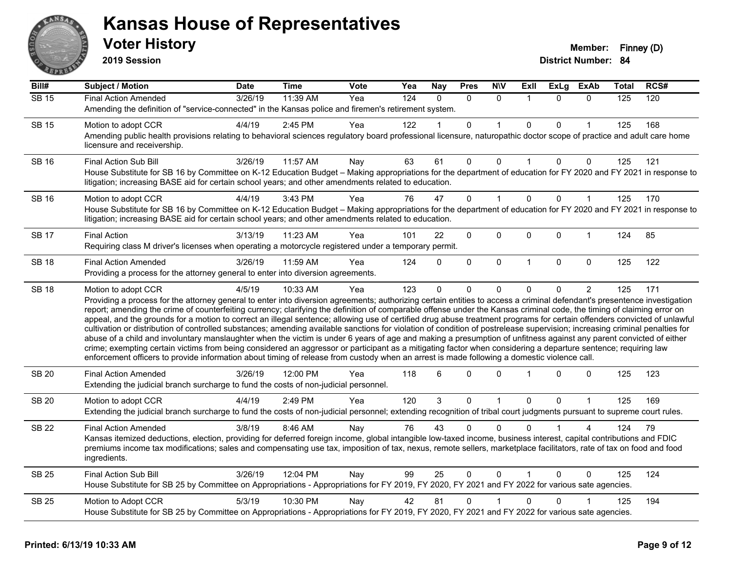# Kansas House of Representatives

## Voter History

**2019 Session**

**Member:** Finney (D)
**District Number:** 84

| Bill# | Subject / Motion | Date | Time | Vote | Yea | Nay | Pres | N\V | ExII | ExLg | ExAb | Total | RCS# |
|---|---|---|---|---|---|---|---|---|---|---|---|---|---|
| SB 15 | Final Action Amended | 3/26/19 | 11:39 AM | Yea | 124 | 0 | 0 | 0 | 1 | 0 | 0 | 125 | 120 |
| | Amending the definition of "service-connected" in the Kansas police and firemen's retirement system. | | | | | | | | | | | | |
| SB 15 | Motion to adopt CCR | 4/4/19 | 2:45 PM | Yea | 122 | 1 | 0 | 1 | 0 | 0 | 1 | 125 | 168 |
| | Amending public health provisions relating to behavioral sciences regulatory board professional licensure, naturopathic doctor scope of practice and adult care home licensure and receivership. | | | | | | | | | | | | |
| SB 16 | Final Action Sub Bill | 3/26/19 | 11:57 AM | Nay | 63 | 61 | 0 | 0 | 1 | 0 | 0 | 125 | 121 |
| | House Substitute for SB 16 by Committee on K-12 Education Budget – Making appropriations for the department of education for FY 2020 and FY 2021 in response to litigation; increasing BASE aid for certain school years; and other amendments related to education. | | | | | | | | | | | | |
| SB 16 | Motion to adopt CCR | 4/4/19 | 3:43 PM | Yea | 76 | 47 | 0 | 1 | 0 | 0 | 1 | 125 | 170 |
| | House Substitute for SB 16 by Committee on K-12 Education Budget – Making appropriations for the department of education for FY 2020 and FY 2021 in response to litigation; increasing BASE aid for certain school years; and other amendments related to education. | | | | | | | | | | | | |
| SB 17 | Final Action | 3/13/19 | 11:23 AM | Yea | 101 | 22 | 0 | 0 | 0 | 0 | 1 | 124 | 85 |
| | Requiring class M driver's licenses when operating a motorcycle registered under a temporary permit. | | | | | | | | | | | | |
| SB 18 | Final Action Amended | 3/26/19 | 11:59 AM | Yea | 124 | 0 | 0 | 0 | 1 | 0 | 0 | 125 | 122 |
| | Providing a process for the attorney general to enter into diversion agreements. | | | | | | | | | | | | |
| SB 18 | Motion to adopt CCR | 4/5/19 | 10:33 AM | Yea | 123 | 0 | 0 | 0 | 0 | 0 | 2 | 125 | 171 |
| | Providing a process for the attorney general to enter into diversion agreements; authorizing certain entities to access a criminal defendant's presentence investigation report; amending the crime of counterfeiting currency; clarifying the definition of comparable offense under the Kansas criminal code, the timing of claiming error on appeal, and the grounds for a motion to correct an illegal sentence; allowing use of certified drug abuse treatment programs for certain offenders convicted of unlawful cultivation or distribution of controlled substances; amending available sanctions for violation of condition of postrelease supervision; increasing criminal penalties for abuse of a child and involuntary manslaughter when the victim is under 6 years of age and making a presumption of unfitness against any parent convicted of either crime; exempting certain victims from being considered an aggressor or participant as a mitigating factor when considering a departure sentence; requiring law enforcement officers to provide information about timing of release from custody when an arrest is made following a domestic violence call. | | | | | | | | | | | | |
| SB 20 | Final Action Amended | 3/26/19 | 12:00 PM | Yea | 118 | 6 | 0 | 0 | 1 | 0 | 0 | 125 | 123 |
| | Extending the judicial branch surcharge to fund the costs of non-judicial personnel. | | | | | | | | | | | | |
| SB 20 | Motion to adopt CCR | 4/4/19 | 2:49 PM | Yea | 120 | 3 | 0 | 1 | 0 | 0 | 1 | 125 | 169 |
| | Extending the judicial branch surcharge to fund the costs of non-judicial personnel; extending recognition of tribal court judgments pursuant to supreme court rules. | | | | | | | | | | | | |
| SB 22 | Final Action Amended | 3/8/19 | 8:46 AM | Nay | 76 | 43 | 0 | 0 | 0 | 1 | 4 | 124 | 79 |
| | Kansas itemized deductions, election, providing for deferred foreign income, global intangible low-taxed income, business interest, capital contributions and FDIC premiums income tax modifications; sales and compensating use tax, imposition of tax, nexus, remote sellers, marketplace facilitators, rate of tax on food and food ingredients. | | | | | | | | | | | | |
| SB 25 | Final Action Sub Bill | 3/26/19 | 12:04 PM | Nay | 99 | 25 | 0 | 0 | 1 | 0 | 0 | 125 | 124 |
| | House Substitute for SB 25 by Committee on Appropriations - Appropriations for FY 2019, FY 2020, FY 2021 and FY 2022 for various sate agencies. | | | | | | | | | | | | |
| SB 25 | Motion to Adopt CCR | 5/3/19 | 10:30 PM | Nay | 42 | 81 | 0 | 1 | 0 | 0 | 1 | 125 | 194 |
| | House Substitute for SB 25 by Committee on Appropriations - Appropriations for FY 2019, FY 2020, FY 2021 and FY 2022 for various sate agencies. | | | | | | | | | | | | |

Printed: 6/13/19 10:33 AM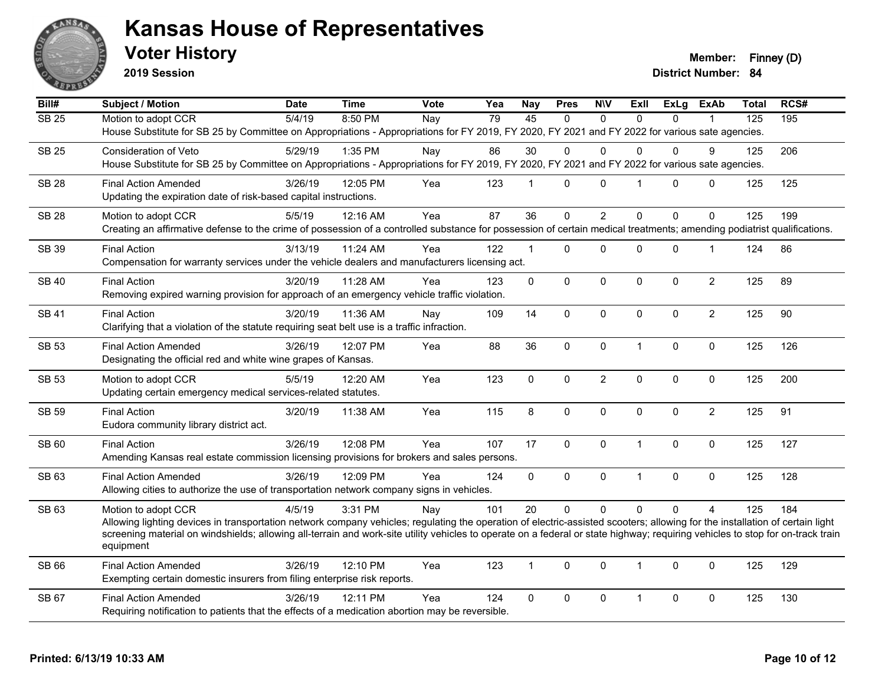# Kansas House of Representatives

## Voter History

**2019 Session**

**Member:** Finney (D)
**District Number:** 84

| Bill# | Subject / Motion | Date | Time | Vote | Yea | Nay | Pres | N\V | ExII | ExLg | ExAb | Total | RCS# |
|---|---|---|---|---|---|---|---|---|---|---|---|---|---|
| SB 25 | Motion to adopt CCR | 5/4/19 | 8:50 PM | Nay | 79 | 45 | 0 | 0 | 0 | 0 | 1 | 125 | 195 |
| | House Substitute for SB 25 by Committee on Appropriations - Appropriations for FY 2019, FY 2020, FY 2021 and FY 2022 for various sate agencies. | | | | | | | | | | | | |
| SB 25 | Consideration of Veto | 5/29/19 | 1:35 PM | Nay | 86 | 30 | 0 | 0 | 0 | 0 | 9 | 125 | 206 |
| | House Substitute for SB 25 by Committee on Appropriations - Appropriations for FY 2019, FY 2020, FY 2021 and FY 2022 for various sate agencies. | | | | | | | | | | | | |
| SB 28 | Final Action Amended | 3/26/19 | 12:05 PM | Yea | 123 | 1 | 0 | 0 | 1 | 0 | 0 | 125 | 125 |
| | Updating the expiration date of risk-based capital instructions. | | | | | | | | | | | | |
| SB 28 | Motion to adopt CCR | 5/5/19 | 12:16 AM | Yea | 87 | 36 | 0 | 2 | 0 | 0 | 0 | 125 | 199 |
| | Creating an affirmative defense to the crime of possession of a controlled substance for possession of certain medical treatments; amending podiatrist qualifications. | | | | | | | | | | | | |
| SB 39 | Final Action | 3/13/19 | 11:24 AM | Yea | 122 | 1 | 0 | 0 | 0 | 0 | 1 | 124 | 86 |
| | Compensation for warranty services under the vehicle dealers and manufacturers licensing act. | | | | | | | | | | | | |
| SB 40 | Final Action | 3/20/19 | 11:28 AM | Yea | 123 | 0 | 0 | 0 | 0 | 0 | 2 | 125 | 89 |
| | Removing expired warning provision for approach of an emergency vehicle traffic violation. | | | | | | | | | | | | |
| SB 41 | Final Action | 3/20/19 | 11:36 AM | Nay | 109 | 14 | 0 | 0 | 0 | 0 | 2 | 125 | 90 |
| | Clarifying that a violation of the statute requiring seat belt use is a traffic infraction. | | | | | | | | | | | | |
| SB 53 | Final Action Amended | 3/26/19 | 12:07 PM | Yea | 88 | 36 | 0 | 0 | 1 | 0 | 0 | 125 | 126 |
| | Designating the official red and white wine grapes of Kansas. | | | | | | | | | | | | |
| SB 53 | Motion to adopt CCR | 5/5/19 | 12:20 AM | Yea | 123 | 0 | 0 | 2 | 0 | 0 | 0 | 125 | 200 |
| | Updating certain emergency medical services-related statutes. | | | | | | | | | | | | |
| SB 59 | Final Action | 3/20/19 | 11:38 AM | Yea | 115 | 8 | 0 | 0 | 0 | 0 | 2 | 125 | 91 |
| | Eudora community library district act. | | | | | | | | | | | | |
| SB 60 | Final Action | 3/26/19 | 12:08 PM | Yea | 107 | 17 | 0 | 0 | 1 | 0 | 0 | 125 | 127 |
| | Amending Kansas real estate commission licensing provisions for brokers and sales persons. | | | | | | | | | | | | |
| SB 63 | Final Action Amended | 3/26/19 | 12:09 PM | Yea | 124 | 0 | 0 | 0 | 1 | 0 | 0 | 125 | 128 |
| | Allowing cities to authorize the use of transportation network company signs in vehicles. | | | | | | | | | | | | |
| SB 63 | Motion to adopt CCR | 4/5/19 | 3:31 PM | Nay | 101 | 20 | 0 | 0 | 0 | 0 | 4 | 125 | 184 |
| | Allowing lighting devices in transportation network company vehicles; regulating the operation of electric-assisted scooters; allowing for the installation of certain light screening material on windshields; allowing all-terrain and work-site utility vehicles to operate on a federal or state highway; requiring vehicles to stop for on-track train equipment | | | | | | | | | | | | |
| SB 66 | Final Action Amended | 3/26/19 | 12:10 PM | Yea | 123 | 1 | 0 | 0 | 1 | 0 | 0 | 125 | 129 |
| | Exempting certain domestic insurers from filing enterprise risk reports. | | | | | | | | | | | | |
| SB 67 | Final Action Amended | 3/26/19 | 12:11 PM | Yea | 124 | 0 | 0 | 0 | 1 | 0 | 0 | 125 | 130 |
| | Requiring notification to patients that the effects of a medication abortion may be reversible. | | | | | | | | | | | | |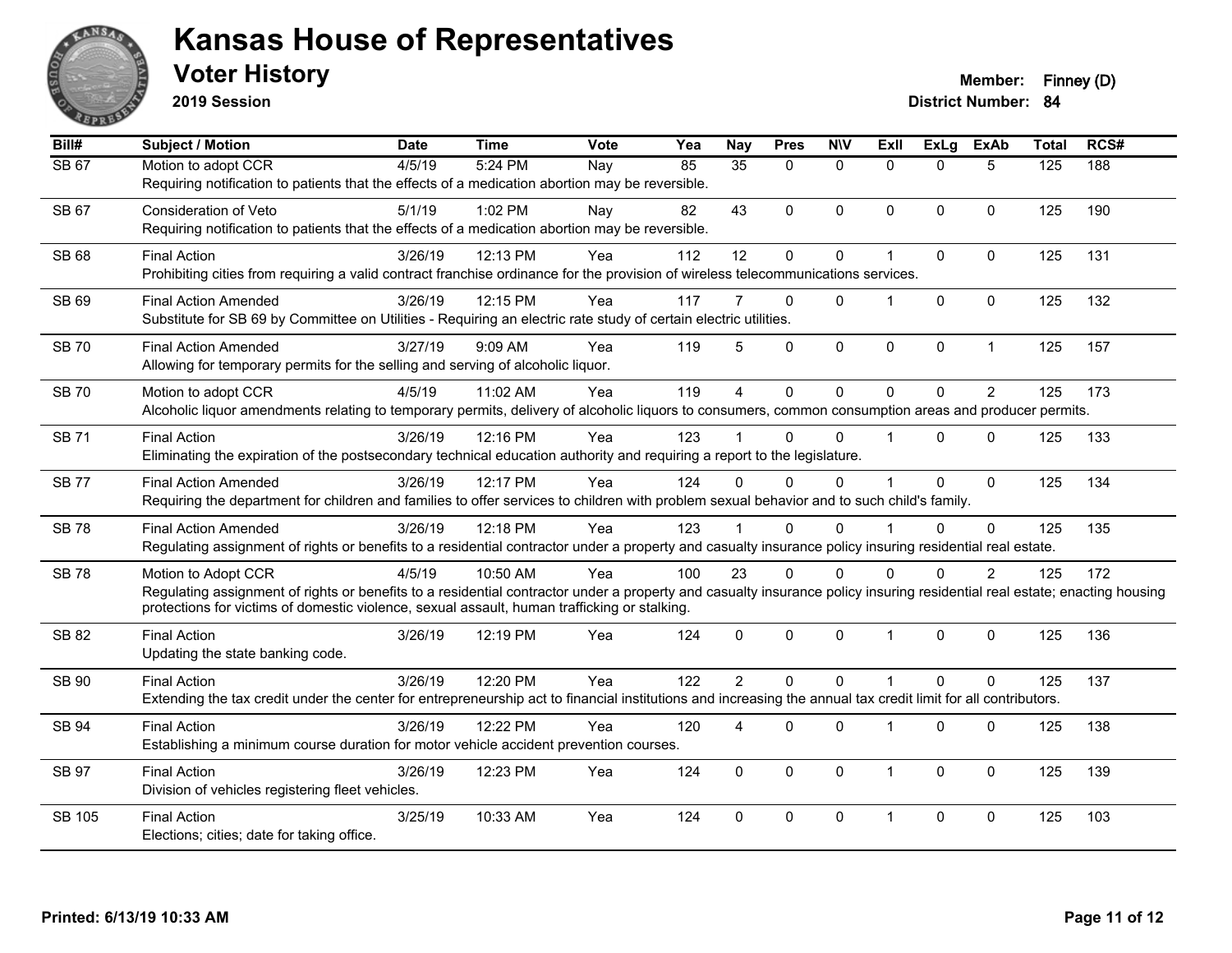# Kansas House of Representatives

## Voter History

**2019 Session**

**Member:** Finney (D)
**District Number:** 84

| Bill# | Subject / Motion | Date | Time | Vote | Yea | Nay | Pres | N\V | ExII | ExLg | ExAb | Total | RCS# |
|---|---|---|---|---|---|---|---|---|---|---|---|---|---|
| SB 67 | Motion to adopt CCR | 4/5/19 | 5:24 PM | Nay | 85 | 35 | 0 | 0 | 0 | 0 | 5 | 125 | 188 |
| | Requiring notification to patients that the effects of a medication abortion may be reversible. | | | | | | | | | | | | |
| SB 67 | Consideration of Veto | 5/1/19 | 1:02 PM | Nay | 82 | 43 | 0 | 0 | 0 | 0 | 0 | 125 | 190 |
| | Requiring notification to patients that the effects of a medication abortion may be reversible. | | | | | | | | | | | | |
| SB 68 | Final Action | 3/26/19 | 12:13 PM | Yea | 112 | 12 | 0 | 0 | 1 | 0 | 0 | 125 | 131 |
| | Prohibiting cities from requiring a valid contract franchise ordinance for the provision of wireless telecommunications services. | | | | | | | | | | | | |
| SB 69 | Final Action Amended | 3/26/19 | 12:15 PM | Yea | 117 | 7 | 0 | 0 | 1 | 0 | 0 | 125 | 132 |
| | Substitute for SB 69 by Committee on Utilities - Requiring an electric rate study of certain electric utilities. | | | | | | | | | | | | |
| SB 70 | Final Action Amended | 3/27/19 | 9:09 AM | Yea | 119 | 5 | 0 | 0 | 0 | 0 | 1 | 125 | 157 |
| | Allowing for temporary permits for the selling and serving of alcoholic liquor. | | | | | | | | | | | | |
| SB 70 | Motion to adopt CCR | 4/5/19 | 11:02 AM | Yea | 119 | 4 | 0 | 0 | 0 | 0 | 2 | 125 | 173 |
| | Alcoholic liquor amendments relating to temporary permits, delivery of alcoholic liquors to consumers, common consumption areas and producer permits. | | | | | | | | | | | | |
| SB 71 | Final Action | 3/26/19 | 12:16 PM | Yea | 123 | 1 | 0 | 0 | 1 | 0 | 0 | 125 | 133 |
| | Eliminating the expiration of the postsecondary technical education authority and requiring a report to the legislature. | | | | | | | | | | | | |
| SB 77 | Final Action Amended | 3/26/19 | 12:17 PM | Yea | 124 | 0 | 0 | 0 | 1 | 0 | 0 | 125 | 134 |
| | Requiring the department for children and families to offer services to children with problem sexual behavior and to such child's family. | | | | | | | | | | | | |
| SB 78 | Final Action Amended | 3/26/19 | 12:18 PM | Yea | 123 | 1 | 0 | 0 | 1 | 0 | 0 | 125 | 135 |
| | Regulating assignment of rights or benefits to a residential contractor under a property and casualty insurance policy insuring residential real estate. | | | | | | | | | | | | |
| SB 78 | Motion to Adopt CCR | 4/5/19 | 10:50 AM | Yea | 100 | 23 | 0 | 0 | 0 | 0 | 2 | 125 | 172 |
| | Regulating assignment of rights or benefits to a residential contractor under a property and casualty insurance policy insuring residential real estate; enacting housing protections for victims of domestic violence, sexual assault, human trafficking or stalking. | | | | | | | | | | | | |
| SB 82 | Final Action | 3/26/19 | 12:19 PM | Yea | 124 | 0 | 0 | 0 | 1 | 0 | 0 | 125 | 136 |
| | Updating the state banking code. | | | | | | | | | | | | |
| SB 90 | Final Action | 3/26/19 | 12:20 PM | Yea | 122 | 2 | 0 | 0 | 1 | 0 | 0 | 125 | 137 |
| | Extending the tax credit under the center for entrepreneurship act to financial institutions and increasing the annual tax credit limit for all contributors. | | | | | | | | | | | | |
| SB 94 | Final Action | 3/26/19 | 12:22 PM | Yea | 120 | 4 | 0 | 0 | 1 | 0 | 0 | 125 | 138 |
| | Establishing a minimum course duration for motor vehicle accident prevention courses. | | | | | | | | | | | | |
| SB 97 | Final Action | 3/26/19 | 12:23 PM | Yea | 124 | 0 | 0 | 0 | 1 | 0 | 0 | 125 | 139 |
| | Division of vehicles registering fleet vehicles. | | | | | | | | | | | | |
| SB 105 | Final Action | 3/25/19 | 10:33 AM | Yea | 124 | 0 | 0 | 0 | 1 | 0 | 0 | 125 | 103 |
| | Elections; cities; date for taking office. | | | | | | | | | | | | |

**Printed: 6/13/19 10:33 AM**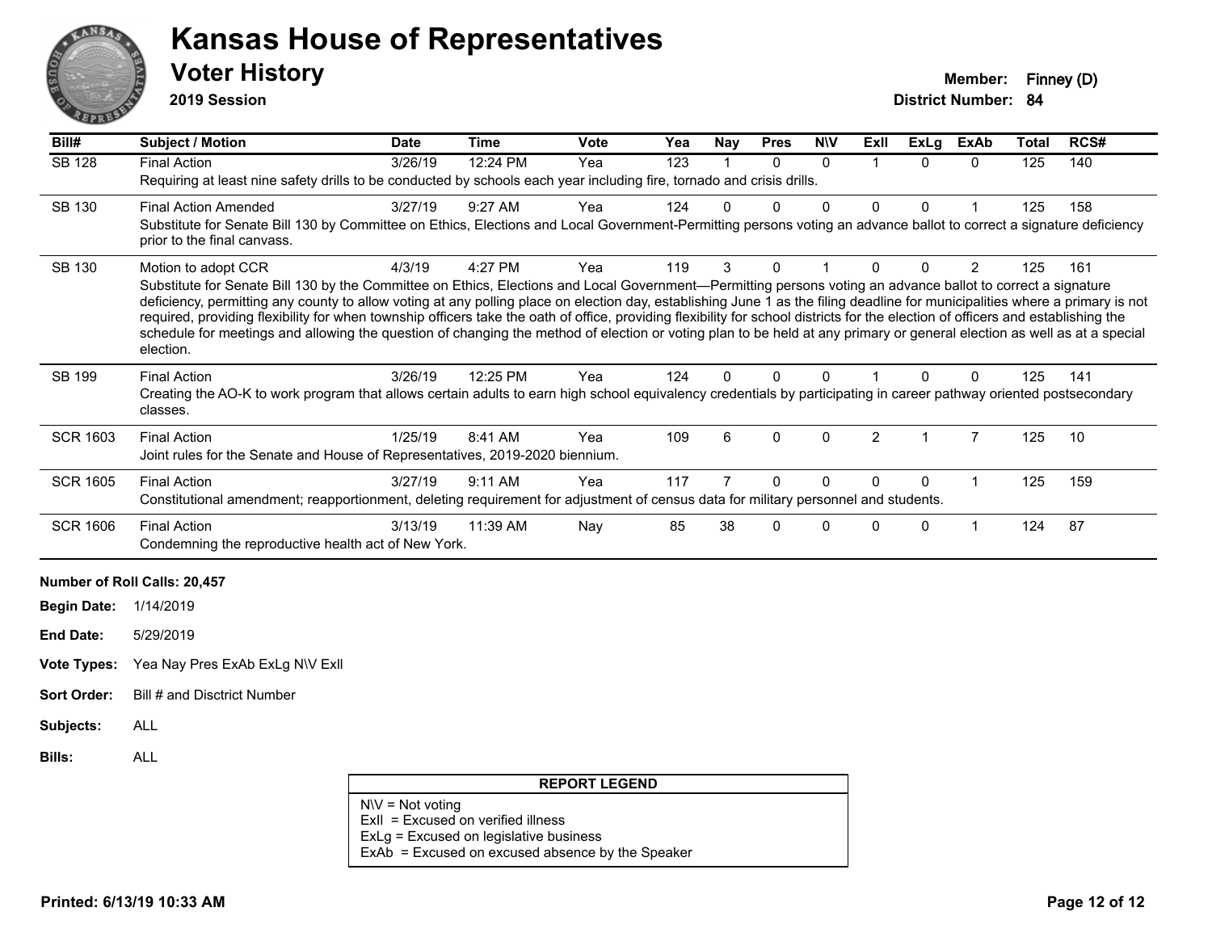# Kansas House of Representatives

## Voter History

**2019 Session**

**Member:** Finney (D)
**District Number:** 84

| Bill# | Subject / Motion | Date | Time | Vote | Yea | Nay | Pres | N\V | ExIl | ExLg | ExAb | Total | RCS# |
|---|---|---|---|---|---|---|---|---|---|---|---|---|---|
| SB 128 | Final Action | 3/26/19 | 12:24 PM | Yea | 123 | 1 | 0 | 0 | 1 | 0 | 0 | 125 | 140 |
| | Requiring at least nine safety drills to be conducted by schools each year including fire, tornado and crisis drills. | | | | | | | | | | | | |
| SB 130 | Final Action Amended | 3/27/19 | 9:27 AM | Yea | 124 | 0 | 0 | 0 | 0 | 0 | 1 | 125 | 158 |
| | Substitute for Senate Bill 130 by Committee on Ethics, Elections and Local Government-Permitting persons voting an advance ballot to correct a signature deficiency prior to the final canvass. | | | | | | | | | | | | |
| SB 130 | Motion to adopt CCR | 4/3/19 | 4:27 PM | Yea | 119 | 3 | 0 | 1 | 0 | 0 | 2 | 125 | 161 |
| | Substitute for Senate Bill 130 by the Committee on Ethics, Elections and Local Government—Permitting persons voting an advance ballot to correct a signature deficiency, permitting any county to allow voting at any polling place on election day, establishing June 1 as the filing deadline for municipalities where a primary is not required, providing flexibility for when township officers take the oath of office, providing flexibility for school districts for the election of officers and establishing the schedule for meetings and allowing the question of changing the method of election or voting plan to be held at any primary or general election as well as at a special election. | | | | | | | | | | | | |
| SB 199 | Final Action | 3/26/19 | 12:25 PM | Yea | 124 | 0 | 0 | 0 | 1 | 0 | 0 | 125 | 141 |
| | Creating the AO-K to work program that allows certain adults to earn high school equivalency credentials by participating in career pathway oriented postsecondary classes. | | | | | | | | | | | | |
| SCR 1603 | Final Action | 1/25/19 | 8:41 AM | Yea | 109 | 6 | 0 | 0 | 2 | 1 | 7 | 125 | 10 |
| | Joint rules for the Senate and House of Representatives, 2019-2020 biennium. | | | | | | | | | | | | |
| SCR 1605 | Final Action | 3/27/19 | 9:11 AM | Yea | 117 | 7 | 0 | 0 | 0 | 0 | 1 | 125 | 159 |
| | Constitutional amendment; reapportionment, deleting requirement for adjustment of census data for military personnel and students. | | | | | | | | | | | | |
| SCR 1606 | Final Action | 3/13/19 | 11:39 AM | Nay | 85 | 38 | 0 | 0 | 0 | 0 | 1 | 124 | 87 |
| | Condemning the reproductive health act of New York. | | | | | | | | | | | | |

**Number of Roll Calls: 20,457**

**Begin Date:** 1/14/2019

**End Date:** 5/29/2019

**Vote Types:** Yea Nay Pres ExAb ExLg N\V ExIl

**Sort Order:** Bill # and Disctrict Number

**Subjects:** ALL

**Bills:** ALL

**REPORT LEGEND**

N\V = Not voting
ExIl = Excused on verified illness
ExLg = Excused on legislative business
ExAb = Excused on excused absence by the Speaker

**Printed: 6/13/19 10:33 AM**